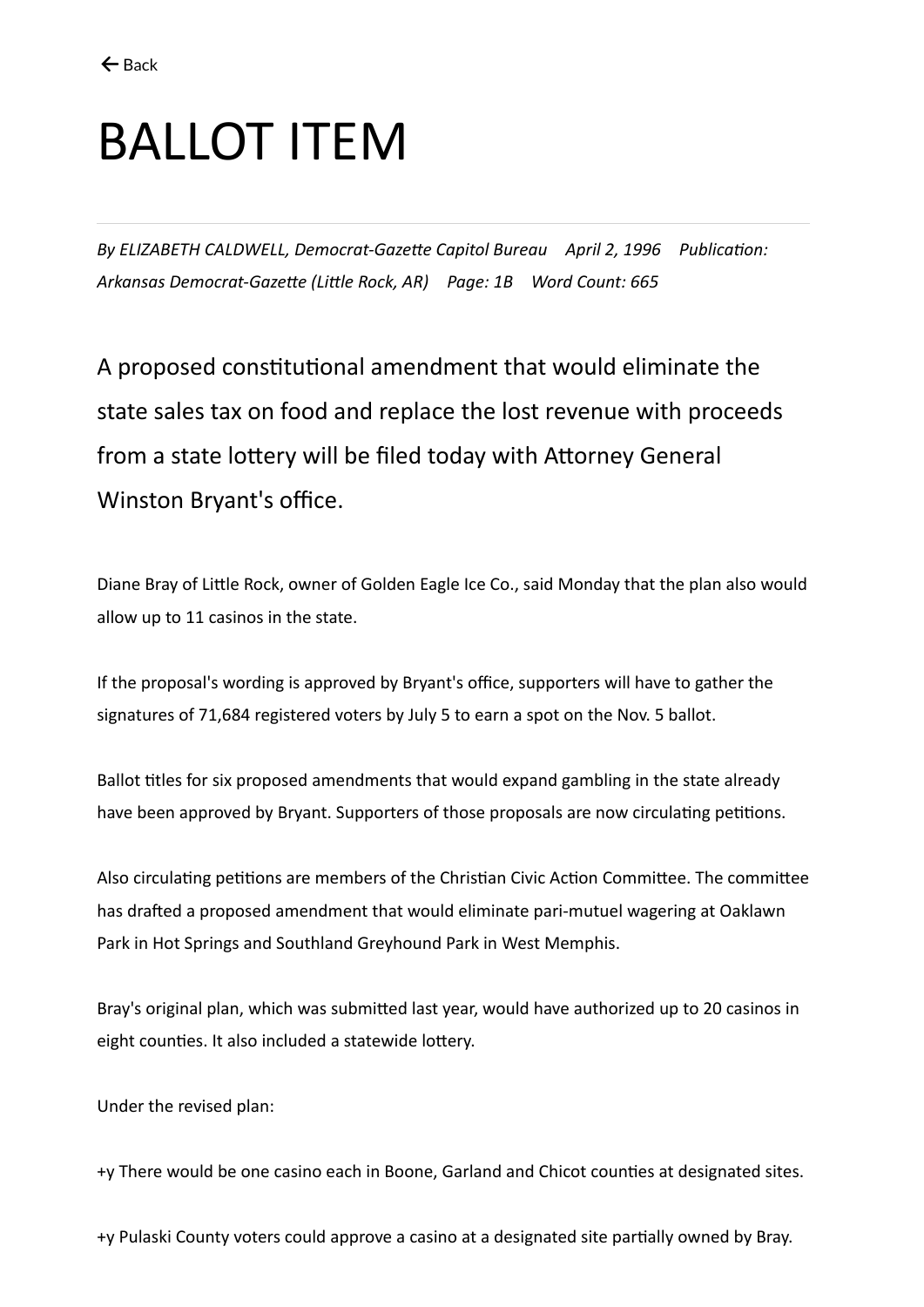# BALLOT ITEM

*By ELIZABETH CALDWELL, Democrat-Gazette Capitol Bureau April 2, 1996 Publication: Arkansas Democrat-Gazette (Little Rock, AR) Page: 1B Word Count: 665*

A proposed constitutional amendment that would eliminate the state sales tax on food and replace the lost revenue with proceeds from a state lottery will be filed today with Attorney General Winston Bryant's office.

Diane Bray of Little Rock, owner of Golden Eagle Ice Co., said Monday that the plan also would allow up to 11 casinos in the state.

If the proposal's wording is approved by Bryant's office, supporters will have to gather the signatures of 71,684 registered voters by July 5 to earn a spot on the Nov. 5 ballot.

Ballot titles for six proposed amendments that would expand gambling in the state already have been approved by Bryant. Supporters of those proposals are now circulating petitions.

Also circulating petitions are members of the Christian Civic Action Committee. The committee has drafted a proposed amendment that would eliminate pari-mutuel wagering at Oaklawn Park in Hot Springs and Southland Greyhound Park in West Memphis.

Bray's original plan, which was submitted last year, would have authorized up to 20 casinos in eight counties. It also included a statewide lottery.

Under the revised plan:

+y There would be one casino each in Boone, Garland and Chicot counties at designated sites.

+y Pulaski County voters could approve a casino at a designated site partially owned by Bray.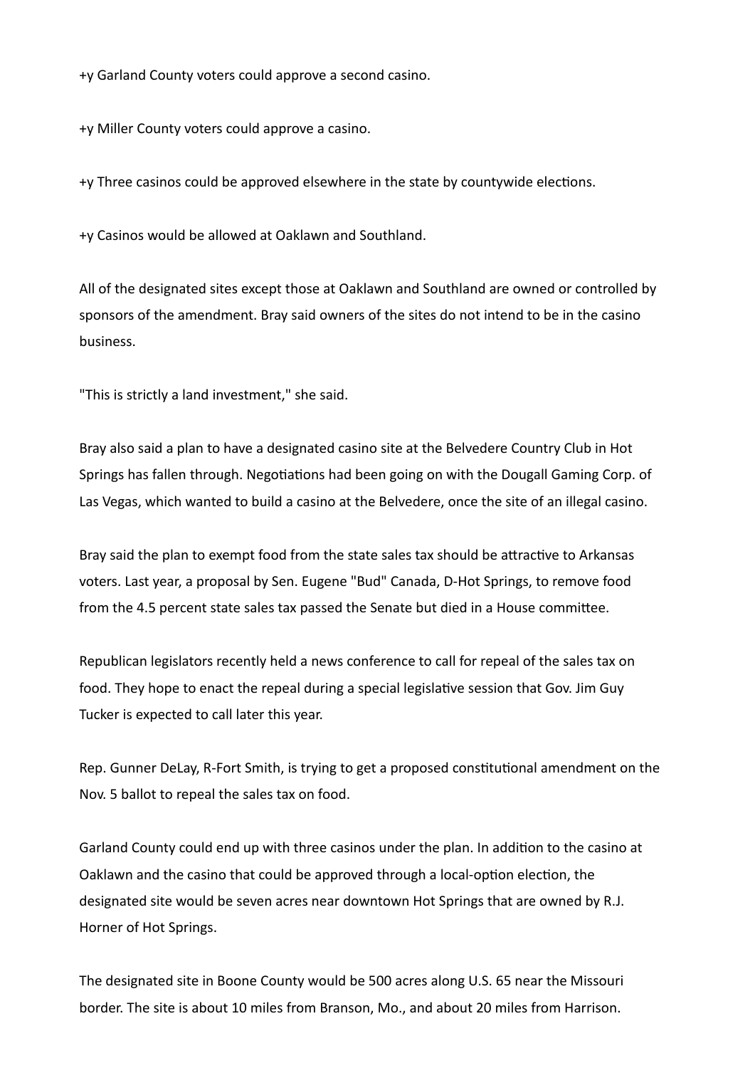+y Garland County voters could approve a second casino.

+y Miller County voters could approve a casino.

+y Three casinos could be approved elsewhere in the state by countywide elections.

+y Casinos would be allowed at Oaklawn and Southland.

All of the designated sites except those at Oaklawn and Southland are owned or controlled by sponsors of the amendment. Bray said owners of the sites do not intend to be in the casino business.

"This is strictly a land investment," she said.

Bray also said a plan to have a designated casino site at the Belvedere Country Club in Hot Springs has fallen through. Negotiations had been going on with the Dougall Gaming Corp. of Las Vegas, which wanted to build a casino at the Belvedere, once the site of an illegal casino.

Bray said the plan to exempt food from the state sales tax should be attractive to Arkansas voters. Last year, a proposal by Sen. Eugene "Bud" Canada, D-Hot Springs, to remove food from the 4.5 percent state sales tax passed the Senate but died in a House committee.

Republican legislators recently held a news conference to call for repeal of the sales tax on food. They hope to enact the repeal during a special legislative session that Gov. Jim Guy Tucker is expected to call later this year.

Rep. Gunner DeLay, R-Fort Smith, is trying to get a proposed constitutional amendment on the Nov. 5 ballot to repeal the sales tax on food.

Garland County could end up with three casinos under the plan. In addition to the casino at Oaklawn and the casino that could be approved through a local-option election, the designated site would be seven acres near downtown Hot Springs that are owned by R.J. Horner of Hot Springs.

The designated site in Boone County would be 500 acres along U.S. 65 near the Missouri border. The site is about 10 miles from Branson, Mo., and about 20 miles from Harrison.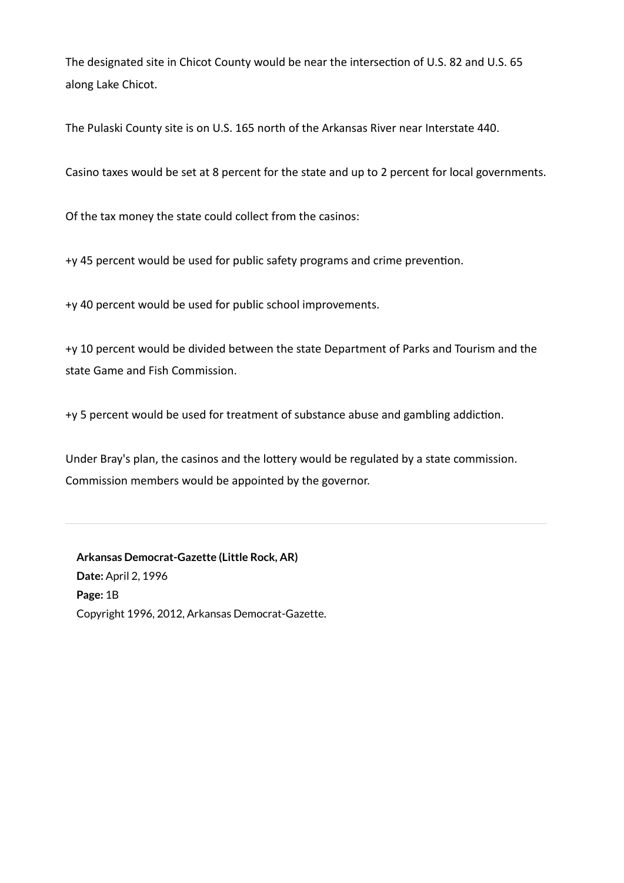The designated site in Chicot County would be near the intersection of U.S. 82 and U.S. 65 along Lake Chicot.

The Pulaski County site is on U.S. 165 north of the Arkansas River near Interstate 440.

Casino taxes would be set at 8 percent for the state and up to 2 percent for local governments.

Of the tax money the state could collect from the casinos:

+y 45 percent would be used for public safety programs and crime prevention.

+y 40 percent would be used for public school improvements.

+y 10 percent would be divided between the state Department of Parks and Tourism and the state Game and Fish Commission.

+y 5 percent would be used for treatment of substance abuse and gambling addiction.

Under Bray's plan, the casinos and the lottery would be regulated by a state commission. Commission members would be appointed by the governor.

---

**Arkansas Democrat-Gazette (Little Rock, AR)**
**Date:** April 2, 1996
**Page:** 1B
Copyright 1996, 2012, Arkansas Democrat-Gazette.